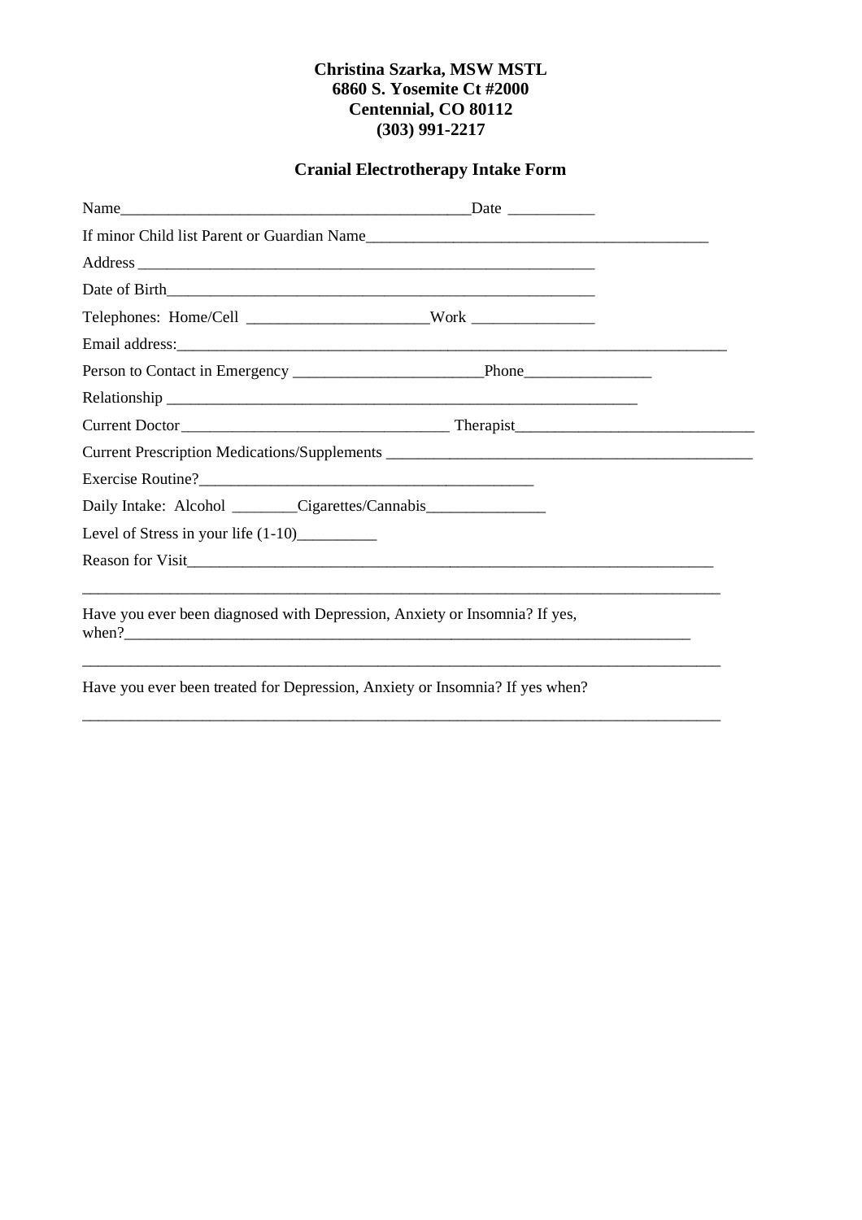**Christina Szarka, MSW MSTL**
**6860 S. Yosemite Ct #2000**
**Centennial, CO 80112**
**(303) 991-2217**

## Cranial Electrotherapy Intake Form

Name_____________________________________________Date ___________

If minor Child list Parent or Guardian Name____________________________________________

Address ____________________________________________________________

Date of Birth________________________________________________________

Telephones: Home/Cell ______________________Work _______________

Email address:_________________________________________________________________________

Person to Contact in Emergency _______________________Phone________________

Relationship ______________________________________________________________

Current Doctor_________________________________ Therapist______________________________

Current Prescription Medications/Supplements ______________________________________________

Exercise Routine?__________________________________________

Daily Intake: Alcohol ________Cigarettes/Cannabis_______________

Level of Stress in your life (1-10)__________

Reason for Visit______________________________________________________________________

_________________________________________________________________________________

Have you ever been diagnosed with Depression, Anxiety or Insomnia? If yes, when?____________________________________________________________________________

_________________________________________________________________________________

Have you ever been treated for Depression, Anxiety or Insomnia? If yes when?

_________________________________________________________________________________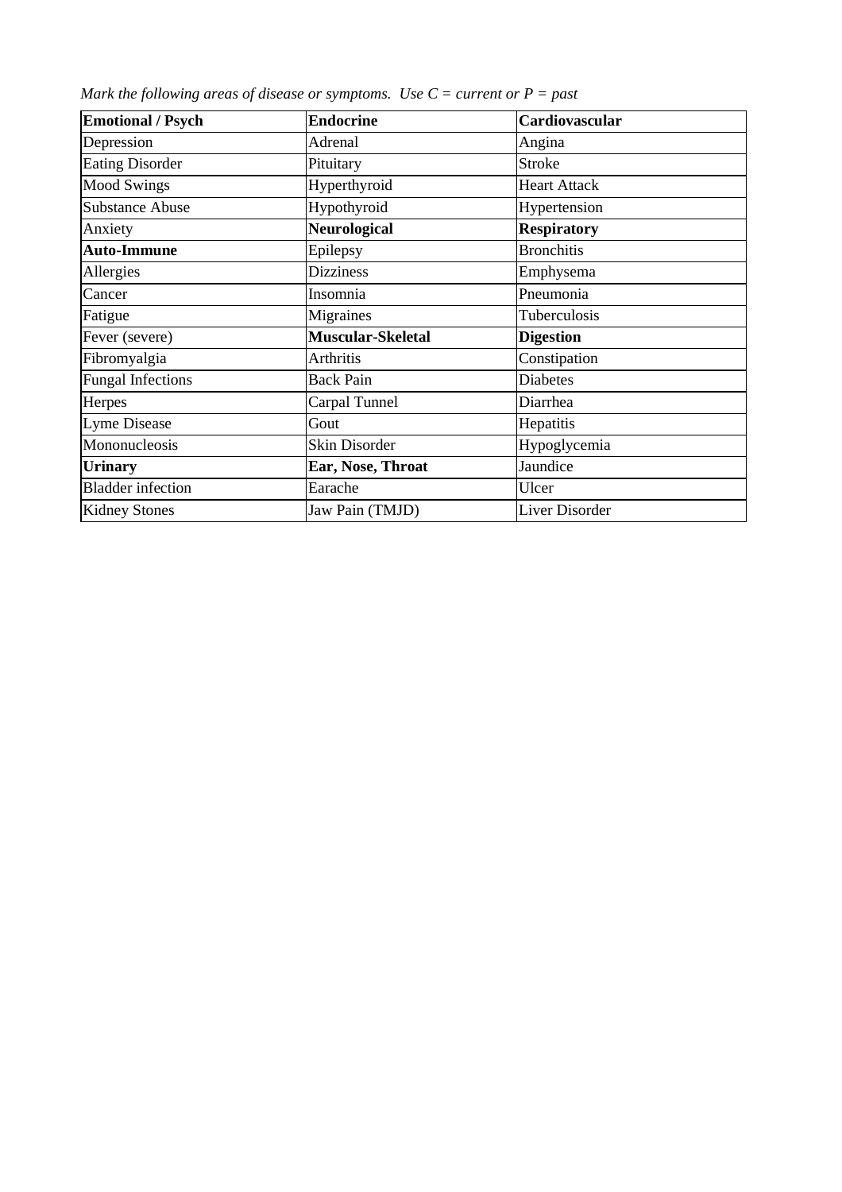*Mark the following areas of disease or symptoms.  Use C = current or P = past*

| **Emotional / Psych** | **Endocrine** | **Cardiovascular** |
|---|---|---|
| Depression | Adrenal | Angina |
| Eating Disorder | Pituitary | Stroke |
| Mood Swings | Hyperthyroid | Heart Attack |
| Substance Abuse | Hypothyroid | Hypertension |
| Anxiety | **Neurological** | **Respiratory** |
| **Auto-Immune** | Epilepsy | Bronchitis |
| Allergies | Dizziness | Emphysema |
| Cancer | Insomnia | Pneumonia |
| Fatigue | Migraines | Tuberculosis |
| Fever (severe) | **Muscular-Skeletal** | **Digestion** |
| Fibromyalgia | Arthritis | Constipation |
| Fungal Infections | Back Pain | Diabetes |
| Herpes | Carpal Tunnel | Diarrhea |
| Lyme Disease | Gout | Hepatitis |
| Mononucleosis | Skin Disorder | Hypoglycemia |
| **Urinary** | **Ear, Nose, Throat** | Jaundice |
| Bladder infection | Earache | Ulcer |
| Kidney Stones | Jaw Pain (TMJD) | Liver Disorder |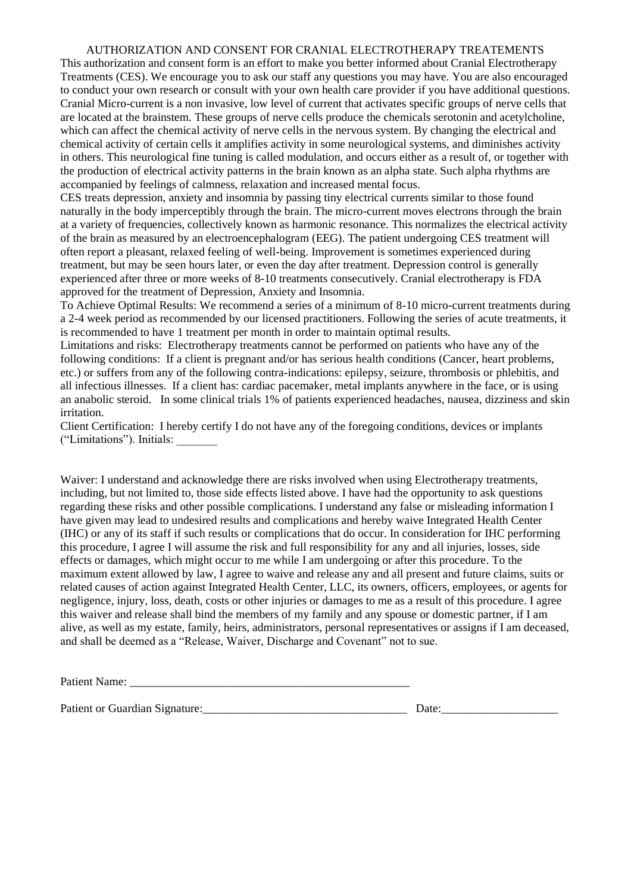# AUTHORIZATION AND CONSENT FOR CRANIAL ELECTROTHERAPY TREATEMENTS

This authorization and consent form is an effort to make you better informed about Cranial Electrotherapy Treatments (CES). We encourage you to ask our staff any questions you may have. You are also encouraged to conduct your own research or consult with your own health care provider if you have additional questions. Cranial Micro-current is a non invasive, low level of current that activates specific groups of nerve cells that are located at the brainstem. These groups of nerve cells produce the chemicals serotonin and acetylcholine, which can affect the chemical activity of nerve cells in the nervous system. By changing the electrical and chemical activity of certain cells it amplifies activity in some neurological systems, and diminishes activity in others. This neurological fine tuning is called modulation, and occurs either as a result of, or together with the production of electrical activity patterns in the brain known as an alpha state. Such alpha rhythms are accompanied by feelings of calmness, relaxation and increased mental focus.

CES treats depression, anxiety and insomnia by passing tiny electrical currents similar to those found naturally in the body imperceptibly through the brain. The micro-current moves electrons through the brain at a variety of frequencies, collectively known as harmonic resonance. This normalizes the electrical activity of the brain as measured by an electroencephalogram (EEG). The patient undergoing CES treatment will often report a pleasant, relaxed feeling of well-being. Improvement is sometimes experienced during treatment, but may be seen hours later, or even the day after treatment. Depression control is generally experienced after three or more weeks of 8-10 treatments consecutively. Cranial electrotherapy is FDA approved for the treatment of Depression, Anxiety and Insomnia.

To Achieve Optimal Results: We recommend a series of a minimum of 8-10 micro-current treatments during a 2-4 week period as recommended by our licensed practitioners. Following the series of acute treatments, it is recommended to have 1 treatment per month in order to maintain optimal results.

Limitations and risks: Electrotherapy treatments cannot be performed on patients who have any of the following conditions: If a client is pregnant and/or has serious health conditions (Cancer, heart problems, etc.) or suffers from any of the following contra-indications: epilepsy, seizure, thrombosis or phlebitis, and all infectious illnesses. If a client has: cardiac pacemaker, metal implants anywhere in the face, or is using an anabolic steroid. In some clinical trials 1% of patients experienced headaches, nausea, dizziness and skin irritation.

Client Certification: I hereby certify I do not have any of the foregoing conditions, devices or implants ("Limitations"). Initials: _______

Waiver: I understand and acknowledge there are risks involved when using Electrotherapy treatments, including, but not limited to, those side effects listed above. I have had the opportunity to ask questions regarding these risks and other possible complications. I understand any false or misleading information I have given may lead to undesired results and complications and hereby waive Integrated Health Center (IHC) or any of its staff if such results or complications that do occur. In consideration for IHC performing this procedure, I agree I will assume the risk and full responsibility for any and all injuries, losses, side effects or damages, which might occur to me while I am undergoing or after this procedure. To the maximum extent allowed by law, I agree to waive and release any and all present and future claims, suits or related causes of action against Integrated Health Center, LLC, its owners, officers, employees, or agents for negligence, injury, loss, death, costs or other injuries or damages to me as a result of this procedure. I agree this waiver and release shall bind the members of my family and any spouse or domestic partner, if I am alive, as well as my estate, family, heirs, administrators, personal representatives or assigns if I am deceased, and shall be deemed as a "Release, Waiver, Discharge and Covenant" not to sue.

Patient Name: ________________________________________________

Patient or Guardian Signature:___________________________________ Date:____________________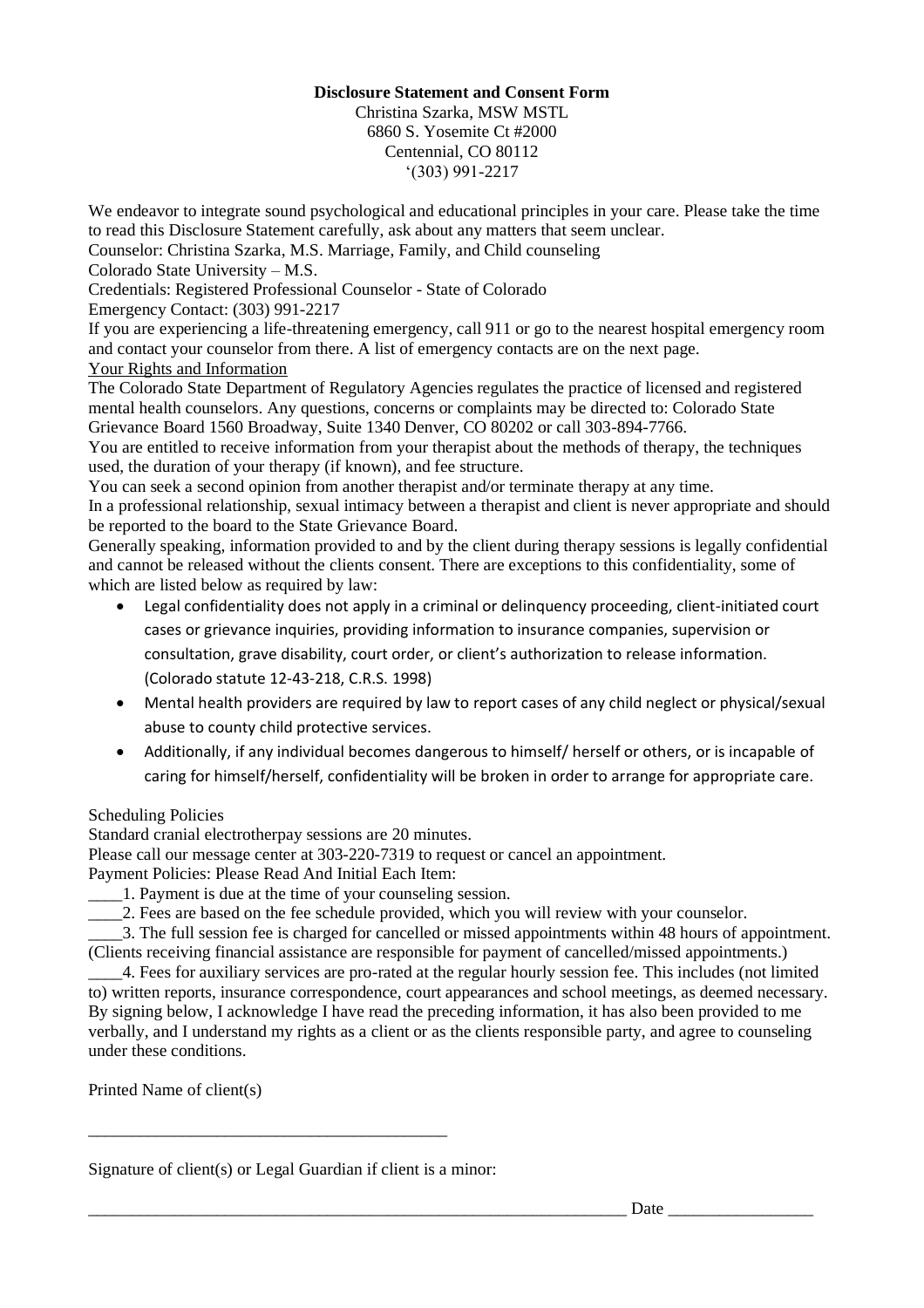**Disclosure Statement and Consent Form**

Christina Szarka, MSW MSTL
6860 S. Yosemite Ct #2000
Centennial, CO 80112
'(303) 991-2217

We endeavor to integrate sound psychological and educational principles in your care. Please take the time to read this Disclosure Statement carefully, ask about any matters that seem unclear.

Counselor: Christina Szarka, M.S. Marriage, Family, and Child counseling

Colorado State University – M.S.

Credentials: Registered Professional Counselor - State of Colorado

Emergency Contact: (303) 991-2217

If you are experiencing a life-threatening emergency, call 911 or go to the nearest hospital emergency room and contact your counselor from there. A list of emergency contacts are on the next page.

<u>Your Rights and Information</u>

The Colorado State Department of Regulatory Agencies regulates the practice of licensed and registered mental health counselors. Any questions, concerns or complaints may be directed to: Colorado State Grievance Board 1560 Broadway, Suite 1340 Denver, CO 80202 or call 303-894-7766.

You are entitled to receive information from your therapist about the methods of therapy, the techniques used, the duration of your therapy (if known), and fee structure.

You can seek a second opinion from another therapist and/or terminate therapy at any time.

In a professional relationship, sexual intimacy between a therapist and client is never appropriate and should be reported to the board to the State Grievance Board.

Generally speaking, information provided to and by the client during therapy sessions is legally confidential and cannot be released without the clients consent. There are exceptions to this confidentiality, some of which are listed below as required by law:

- Legal confidentiality does not apply in a criminal or delinquency proceeding, client-initiated court cases or grievance inquiries, providing information to insurance companies, supervision or consultation, grave disability, court order, or client's authorization to release information. (Colorado statute 12-43-218, C.R.S. 1998)
- Mental health providers are required by law to report cases of any child neglect or physical/sexual abuse to county child protective services.
- Additionally, if any individual becomes dangerous to himself/ herself or others, or is incapable of caring for himself/herself, confidentiality will be broken in order to arrange for appropriate care.

Scheduling Policies

Standard cranial electrotherpay sessions are 20 minutes.

Please call our message center at 303-220-7319 to request or cancel an appointment.

Payment Policies: Please Read And Initial Each Item:

____1. Payment is due at the time of your counseling session.

____2. Fees are based on the fee schedule provided, which you will review with your counselor.

____3. The full session fee is charged for cancelled or missed appointments within 48 hours of appointment. (Clients receiving financial assistance are responsible for payment of cancelled/missed appointments.)

____4. Fees for auxiliary services are pro-rated at the regular hourly session fee. This includes (not limited to) written reports, insurance correspondence, court appearances and school meetings, as deemed necessary.

By signing below, I acknowledge I have read the preceding information, it has also been provided to me verbally, and I understand my rights as a client or as the clients responsible party, and agree to counseling under these conditions.

Printed Name of client(s)

__________________________________________

Signature of client(s) or Legal Guardian if client is a minor:

__________________________________________________________________ Date _________________